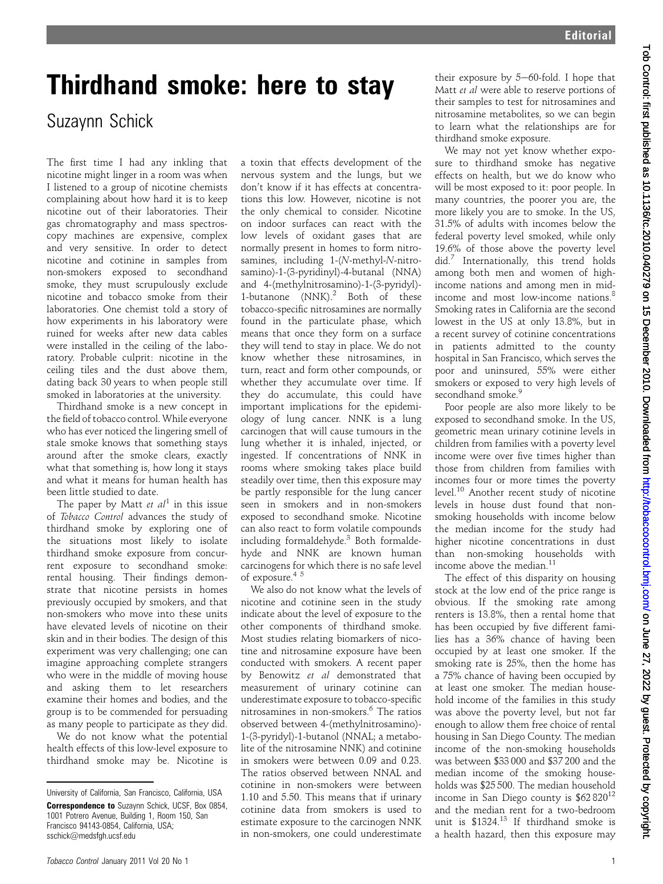# Thirdhand smoke: here to stay

Suzaynn Schick

The first time I had any inkling that nicotine might linger in a room was when I listened to a group of nicotine chemists complaining about how hard it is to keep nicotine out of their laboratories. Their gas chromatography and mass spectroscopy machines are expensive, complex and very sensitive. In order to detect nicotine and cotinine in samples from non-smokers exposed to secondhand smoke, they must scrupulously exclude nicotine and tobacco smoke from their laboratories. One chemist told a story of how experiments in his laboratory were ruined for weeks after new data cables were installed in the ceiling of the laboratory. Probable culprit: nicotine in the ceiling tiles and the dust above them, dating back 30 years to when people still smoked in laboratories at the university.

Thirdhand smoke is a new concept in the field of tobacco control. While everyone who has ever noticed the lingering smell of stale smoke knows that something stays around after the smoke clears, exactly what that something is, how long it stays and what it means for human health has been little studied to date.

The paper by Matt *et al*[1] in this issue of *Tobacco Control* advances the study of thirdhand smoke by exploring one of the situations most likely to isolate thirdhand smoke exposure from concurrent exposure to secondhand smoke: rental housing. Their findings demonstrate that nicotine persists in homes previously occupied by smokers, and that non-smokers who move into these units have elevated levels of nicotine on their skin and in their bodies. The design of this experiment was very challenging; one can imagine approaching complete strangers who were in the middle of moving house and asking them to let researchers examine their homes and bodies, and the group is to be commended for persuading as many people to participate as they did.

We do not know what the potential health effects of this low-level exposure to thirdhand smoke may be. Nicotine is a toxin that effects development of the nervous system and the lungs, but we don't know if it has effects at concentrations this low. However, nicotine is not the only chemical to consider. Nicotine on indoor surfaces can react with the low levels of oxidant gases that are normally present in homes to form nitrosamines, including 1-(*N*-methyl-*N*-nitrosamino)-1-(3-pyridinyl)-4-butanal (NNA) and 4-(methylnitrosamino)-1-(3-pyridyl)-1-butanone (NNK).[2] Both of these tobacco-specific nitrosamines are normally found in the particulate phase, which means that once they form on a surface they will tend to stay in place. We do not know whether these nitrosamines, in turn, react and form other compounds, or whether they accumulate over time. If they do accumulate, this could have important implications for the epidemiology of lung cancer. NNK is a lung carcinogen that will cause tumours in the lung whether it is inhaled, injected, or ingested. If concentrations of NNK in rooms where smoking takes place build steadily over time, then this exposure may be partly responsible for the lung cancer seen in smokers and in non-smokers exposed to secondhand smoke. Nicotine can also react to form volatile compounds including formaldehyde.[3] Both formaldehyde and NNK are known human carcinogens for which there is no safe level of exposure.[4 5]

We also do not know what the levels of nicotine and cotinine seen in the study indicate about the level of exposure to the other components of thirdhand smoke. Most studies relating biomarkers of nicotine and nitrosamine exposure have been conducted with smokers. A recent paper by Benowitz *et al* demonstrated that measurement of urinary cotinine can underestimate exposure to tobacco-specific nitrosamines in non-smokers.[6] The ratios observed between 4-(methylnitrosamino)-1-(3-pyridyl)-1-butanol (NNAL; a metabolite of the nitrosamine NNK) and cotinine in smokers were between 0.09 and 0.23. The ratios observed between NNAL and cotinine in non-smokers were between 1.10 and 5.50. This means that if urinary cotinine data from smokers is used to estimate exposure to the carcinogen NNK in non-smokers, one could underestimate their exposure by 5–60-fold. I hope that Matt *et al* were able to reserve portions of their samples to test for nitrosamines and nitrosamine metabolites, so we can begin to learn what the relationships are for thirdhand smoke exposure.

We may not yet know whether exposure to thirdhand smoke has negative effects on health, but we do know who will be most exposed to it: poor people. In many countries, the poorer you are, the more likely you are to smoke. In the US, 31.5% of adults with incomes below the federal poverty level smoked, while only 19.6% of those above the poverty level did.[7] Internationally, this trend holds among both men and women of high-income nations and among men in mid-income and most low-income nations.[8] Smoking rates in California are the second lowest in the US at only 13.8%, but in a recent survey of cotinine concentrations in patients admitted to the county hospital in San Francisco, which serves the poor and uninsured, 55% were either smokers or exposed to very high levels of secondhand smoke.[9]

Poor people are also more likely to be exposed to secondhand smoke. In the US, geometric mean urinary cotinine levels in children from families with a poverty level income were over five times higher than those from children from families with incomes four or more times the poverty level.[10] Another recent study of nicotine levels in house dust found that non-smoking households with income below the median income for the study had higher nicotine concentrations in dust than non-smoking households with income above the median.[11]

The effect of this disparity on housing stock at the low end of the price range is obvious. If the smoking rate among renters is 13.8%, then a rental home that has been occupied by five different families has a 36% chance of having been occupied by at least one smoker. If the smoking rate is 25%, then the home has a 75% chance of having been occupied by at least one smoker. The median household income of the families in this study was above the poverty level, but not far enough to allow them free choice of rental housing in San Diego County. The median income of the non-smoking households was between \$33 000 and \$37 200 and the median income of the smoking households was \$25 500. The median household income in San Diego county is \$62 820[12] and the median rent for a two-bedroom unit is \$1324.[13] If thirdhand smoke is a health hazard, then this exposure may

---

University of California, San Francisco, California, USA

**Correspondence to** Suzaynn Schick, UCSF, Box 0854, 1001 Potrero Avenue, Building 1, Room 150, San Francisco 94143-0854, California, USA; sschick@medsfgh.ucsf.edu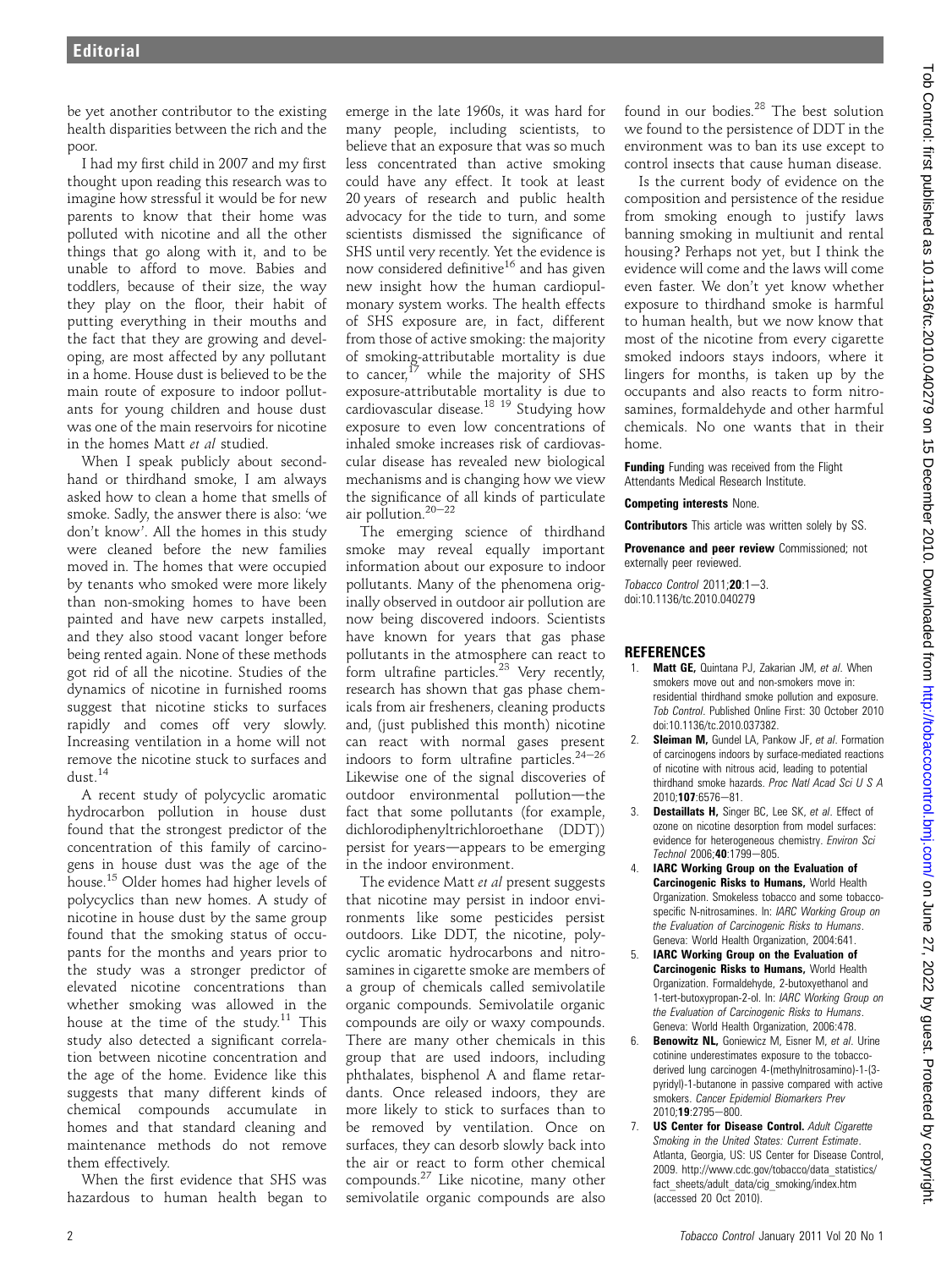be yet another contributor to the existing health disparities between the rich and the poor.

I had my first child in 2007 and my first thought upon reading this research was to imagine how stressful it would be for new parents to know that their home was polluted with nicotine and all the other things that go along with it, and to be unable to afford to move. Babies and toddlers, because of their size, the way they play on the floor, their habit of putting everything in their mouths and the fact that they are growing and developing, are most affected by any pollutant in a home. House dust is believed to be the main route of exposure to indoor pollutants for young children and house dust was one of the main reservoirs for nicotine in the homes Matt *et al* studied.

When I speak publicly about secondhand or thirdhand smoke, I am always asked how to clean a home that smells of smoke. Sadly, the answer there is also: 'we don't know'. All the homes in this study were cleaned before the new families moved in. The homes that were occupied by tenants who smoked were more likely than non-smoking homes to have been painted and have new carpets installed, and they also stood vacant longer before being rented again. None of these methods got rid of all the nicotine. Studies of the dynamics of nicotine in furnished rooms suggest that nicotine sticks to surfaces rapidly and comes off very slowly. Increasing ventilation in a home will not remove the nicotine stuck to surfaces and dust.[14]

A recent study of polycyclic aromatic hydrocarbon pollution in house dust found that the strongest predictor of the concentration of this family of carcinogens in house dust was the age of the house.[15] Older homes had higher levels of polycyclics than new homes. A study of nicotine in house dust by the same group found that the smoking status of occupants for the months and years prior to the study was a stronger predictor of elevated nicotine concentrations than whether smoking was allowed in the house at the time of the study.[11] This study also detected a significant correlation between nicotine concentration and the age of the home. Evidence like this suggests that many different kinds of chemical compounds accumulate in homes and that standard cleaning and maintenance methods do not remove them effectively.

When the first evidence that SHS was hazardous to human health began to emerge in the late 1960s, it was hard for many people, including scientists, to believe that an exposure that was so much less concentrated than active smoking could have any effect. It took at least 20 years of research and public health advocacy for the tide to turn, and some scientists dismissed the significance of SHS until very recently. Yet the evidence is now considered definitive[16] and has given new insight how the human cardiopulmonary system works. The health effects of SHS exposure are, in fact, different from those of active smoking: the majority of smoking-attributable mortality is due to cancer,[17] while the majority of SHS exposure-attributable mortality is due to cardiovascular disease.[18 19] Studying how exposure to even low concentrations of inhaled smoke increases risk of cardiovascular disease has revealed new biological mechanisms and is changing how we view the significance of all kinds of particulate air pollution.[20–22]

The emerging science of thirdhand smoke may reveal equally important information about our exposure to indoor pollutants. Many of the phenomena originally observed in outdoor air pollution are now being discovered indoors. Scientists have known for years that gas phase pollutants in the atmosphere can react to form ultrafine particles.[23] Very recently, research has shown that gas phase chemicals from air fresheners, cleaning products and, (just published this month) nicotine can react with normal gases present indoors to form ultrafine particles.[24–26] Likewise one of the signal discoveries of outdoor environmental pollution—the fact that some pollutants (for example, dichlorodiphenyltrichloroethane (DDT)) persist for years—appears to be emerging in the indoor environment.

The evidence Matt *et al* present suggests that nicotine may persist in indoor environments like some pesticides persist outdoors. Like DDT, the nicotine, polycyclic aromatic hydrocarbons and nitrosamines in cigarette smoke are members of a group of chemicals called semivolatile organic compounds. Semivolatile organic compounds are oily or waxy compounds. There are many other chemicals in this group that are used indoors, including phthalates, bisphenol A and flame retardants. Once released indoors, they are more likely to stick to surfaces than to be removed by ventilation. Once on surfaces, they can desorb slowly back into the air or react to form other chemical compounds.[27] Like nicotine, many other semivolatile organic compounds are also found in our bodies.[28] The best solution we found to the persistence of DDT in the environment was to ban its use except to control insects that cause human disease.

Is the current body of evidence on the composition and persistence of the residue from smoking enough to justify laws banning smoking in multiunit and rental housing? Perhaps not yet, but I think the evidence will come and the laws will come even faster. We don't yet know whether exposure to thirdhand smoke is harmful to human health, but we now know that most of the nicotine from every cigarette smoked indoors stays indoors, where it lingers for months, is taken up by the occupants and also reacts to form nitrosamines, formaldehyde and other harmful chemicals. No one wants that in their home.

**Funding** Funding was received from the Flight Attendants Medical Research Institute.

**Competing interests** None.

**Contributors** This article was written solely by SS.

**Provenance and peer review** Commissioned; not externally peer reviewed.

*Tobacco Control* 2011;**20**:1–3.
doi:10.1136/tc.2010.040279

## REFERENCES

1. **Matt GE,** Quintana PJ, Zakarian JM, *et al*. When smokers move out and non-smokers move in: residential thirdhand smoke pollution and exposure. *Tob Control*. Published Online First: 30 October 2010 doi:10.1136/tc.2010.037382.
2. **Sleiman M,** Gundel LA, Pankow JF, *et al*. Formation of carcinogens indoors by surface-mediated reactions of nicotine with nitrous acid, leading to potential thirdhand smoke hazards. *Proc Natl Acad Sci U S A* 2010;**107**:6576–81.
3. **Destaillats H,** Singer BC, Lee SK, *et al*. Effect of ozone on nicotine desorption from model surfaces: evidence for heterogeneous chemistry. *Environ Sci Technol* 2006;**40**:1799–805.
4. **IARC Working Group on the Evaluation of Carcinogenic Risks to Humans,** World Health Organization. Smokeless tobacco and some tobacco-specific N-nitrosamines. In: *IARC Working Group on the Evaluation of Carcinogenic Risks to Humans*. Geneva: World Health Organization, 2004:641.
5. **IARC Working Group on the Evaluation of Carcinogenic Risks to Humans,** World Health Organization. Formaldehyde, 2-butoxyethanol and 1-tert-butoxypropan-2-ol. In: *IARC Working Group on the Evaluation of Carcinogenic Risks to Humans*. Geneva: World Health Organization, 2006:478.
6. **Benowitz NL,** Goniewicz M, Eisner M, *et al*. Urine cotinine underestimates exposure to the tobacco-derived lung carcinogen 4-(methylnitrosamino)-1-(3-pyridyl)-1-butanone in passive compared with active smokers. *Cancer Epidemiol Biomarkers Prev* 2010;**19**:2795–800.
7. **US Center for Disease Control.** *Adult Cigarette Smoking in the United States: Current Estimate*. Atlanta, Georgia, US: US Center for Disease Control, 2009. http://www.cdc.gov/tobacco/data_statistics/fact_sheets/adult_data/cig_smoking/index.htm (accessed 20 Oct 2010).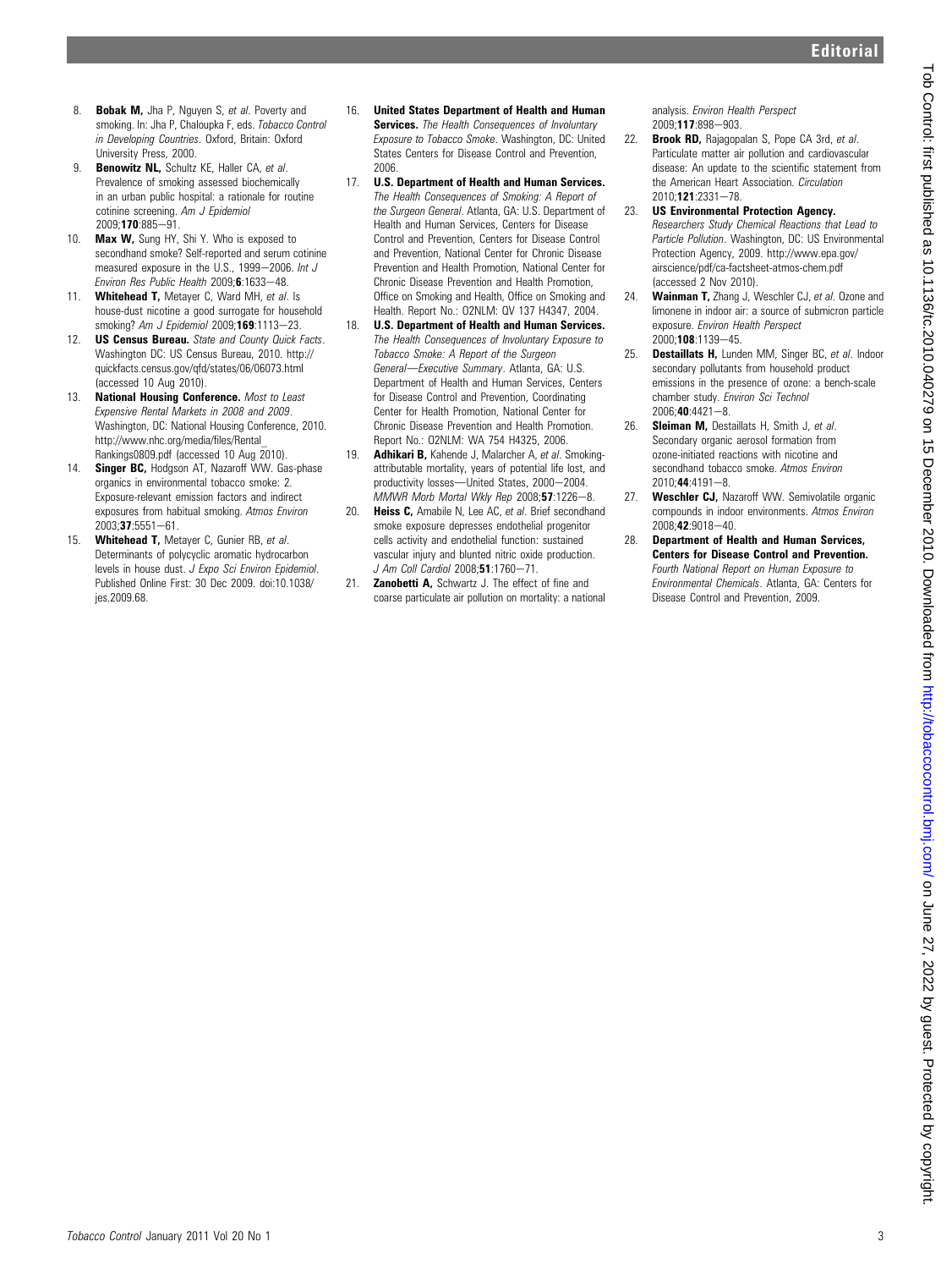8. **Bobak M,** Jha P, Nguyen S, *et al*. Poverty and smoking. In: Jha P, Chaloupka F, eds. *Tobacco Control in Developing Countries*. Oxford, Britain: Oxford University Press, 2000.
9. **Benowitz NL,** Schultz KE, Haller CA, *et al*. Prevalence of smoking assessed biochemically in an urban public hospital: a rationale for routine cotinine screening. *Am J Epidemiol* 2009;**170**:885–91.
10. **Max W,** Sung HY, Shi Y. Who is exposed to secondhand smoke? Self-reported and serum cotinine measured exposure in the U.S., 1999–2006. *Int J Environ Res Public Health* 2009;**6**:1633–48.
11. **Whitehead T,** Metayer C, Ward MH, *et al*. Is house-dust nicotine a good surrogate for household smoking? *Am J Epidemiol* 2009;**169**:1113–23.
12. **US Census Bureau.** *State and County Quick Facts*. Washington DC: US Census Bureau, 2010. http://quickfacts.census.gov/qfd/states/06/06073.html (accessed 10 Aug 2010).
13. **National Housing Conference.** *Most to Least Expensive Rental Markets in 2008 and 2009*. Washington, DC: National Housing Conference, 2010. http://www.nhc.org/media/files/Rental_Rankings0809.pdf (accessed 10 Aug 2010).
14. **Singer BC,** Hodgson AT, Nazaroff WW. Gas-phase organics in environmental tobacco smoke: 2. Exposure-relevant emission factors and indirect exposures from habitual smoking. *Atmos Environ* 2003;**37**:5551–61.
15. **Whitehead T,** Metayer C, Gunier RB, *et al*. Determinants of polycyclic aromatic hydrocarbon levels in house dust. *J Expo Sci Environ Epidemiol*. Published Online First: 30 Dec 2009. doi:10.1038/jes.2009.68.
16. **United States Department of Health and Human Services.** *The Health Consequences of Involuntary Exposure to Tobacco Smoke*. Washington, DC: United States Centers for Disease Control and Prevention, 2006.
17. **U.S. Department of Health and Human Services.** *The Health Consequences of Smoking: A Report of the Surgeon General*. Atlanta, GA: U.S. Department of Health and Human Services, Centers for Disease Control and Prevention, National Center for Chronic Disease Prevention and Health Promotion, National Center for Chronic Disease Prevention and Health Promotion, Office on Smoking and Health, Office on Smoking and Health. Report No.: O2NLM: QV 137 H4347, 2004.
18. **U.S. Department of Health and Human Services.** *The Health Consequences of Involuntary Exposure to Tobacco Smoke: A Report of the Surgeon General—Executive Summary*. Atlanta, GA: U.S. Department of Health and Human Services, Centers for Disease Control and Prevention, Coordinating Center for Health Promotion, National Center for Chronic Disease Prevention and Health Promotion. Report No.: O2NLM: WA 754 H4325, 2006.
19. **Adhikari B,** Kahende J, Malarcher A, *et al*. Smoking-attributable mortality, years of potential life lost, and productivity losses—United States, 2000–2004. *MMWR Morb Mortal Wkly Rep* 2008;**57**:1226–8.
20. **Heiss C,** Amabile N, Lee AC, *et al*. Brief secondhand smoke exposure depresses endothelial progenitor cells activity and endothelial function: sustained vascular injury and blunted nitric oxide production. *J Am Coll Cardiol* 2008;**51**:1760–71.
21. **Zanobetti A,** Schwartz J. The effect of fine and coarse particulate air pollution on mortality: a national analysis. *Environ Health Perspect* 2009;**117**:898–903.
22. **Brook RD,** Rajagopalan S, Pope CA 3rd, *et al*. Particulate matter air pollution and cardiovascular disease: An update to the scientific statement from the American Heart Association. *Circulation* 2010;**121**:2331–78.
23. **US Environmental Protection Agency.** *Researchers Study Chemical Reactions that Lead to Particle Pollution*. Washington, DC: US Environmental Protection Agency, 2009. http://www.epa.gov/airscience/pdf/ca-factsheet-atmos-chem.pdf (accessed 2 Nov 2010).
24. **Wainman T,** Zhang J, Weschler CJ, *et al*. Ozone and limonene in indoor air: a source of submicron particle exposure. *Environ Health Perspect* 2000;**108**:1139–45.
25. **Destaillats H,** Lunden MM, Singer BC, *et al*. Indoor secondary pollutants from household product emissions in the presence of ozone: a bench-scale chamber study. *Environ Sci Technol* 2006;**40**:4421–8.
26. **Sleiman M,** Destaillats H, Smith J, *et al*. Secondary organic aerosol formation from ozone-initiated reactions with nicotine and secondhand tobacco smoke. *Atmos Environ* 2010;**44**:4191–8.
27. **Weschler CJ,** Nazaroff WW. Semivolatile organic compounds in indoor environments. *Atmos Environ* 2008;**42**:9018–40.
28. **Department of Health and Human Services, Centers for Disease Control and Prevention.** *Fourth National Report on Human Exposure to Environmental Chemicals*. Atlanta, GA: Centers for Disease Control and Prevention, 2009.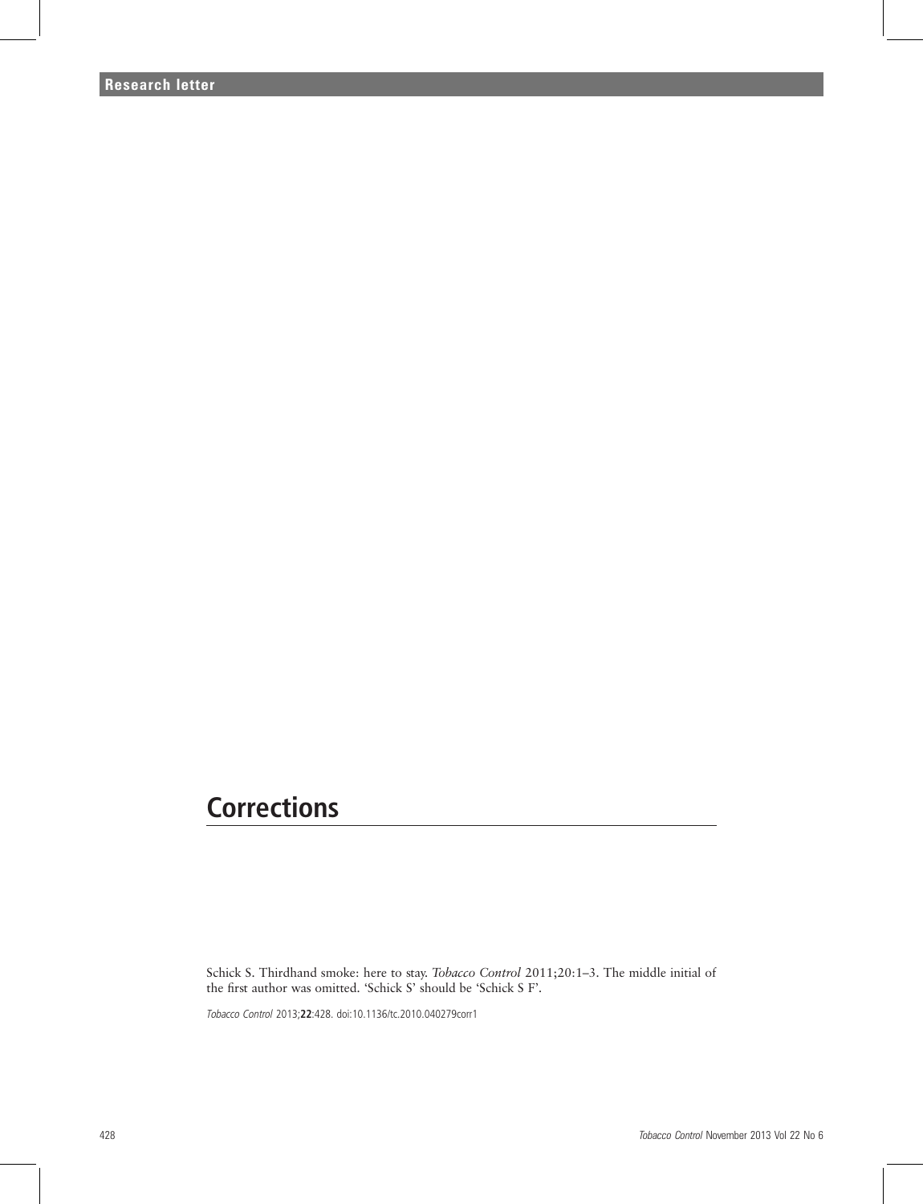# Corrections

Schick S. Thirdhand smoke: here to stay. *Tobacco Control* 2011;20:1–3. The middle initial of the first author was omitted. 'Schick S' should be 'Schick S F'.

*Tobacco Control* 2013;**22**:428. doi:10.1136/tc.2010.040279corr1